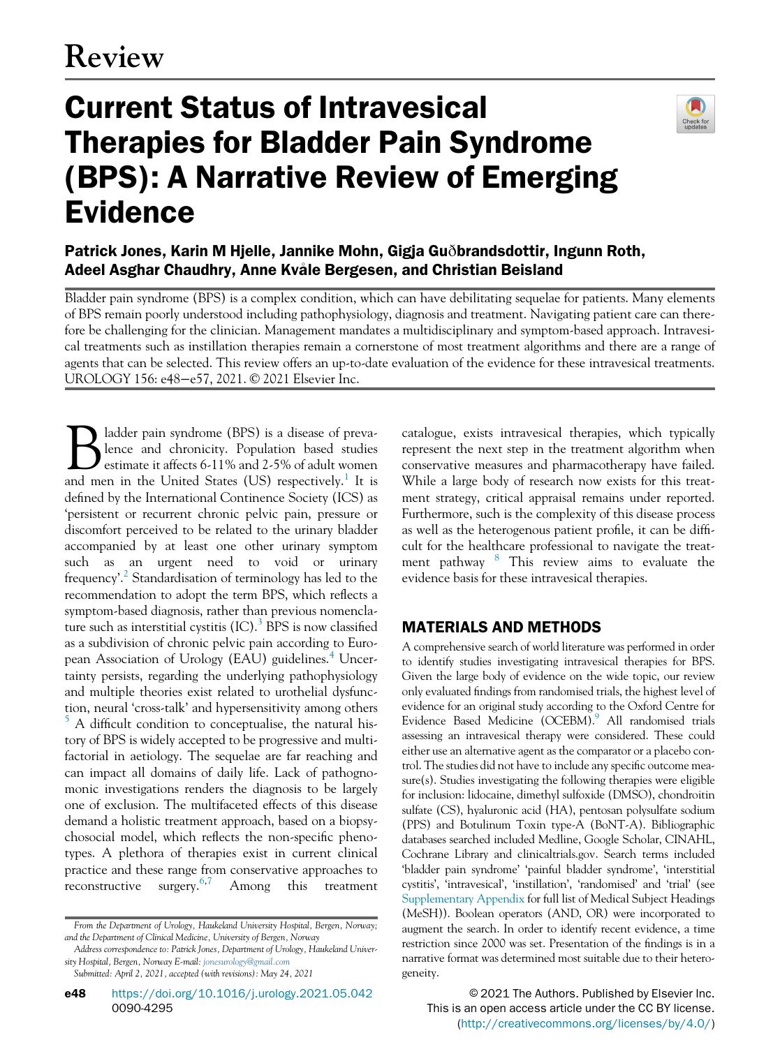# Review

# Current Status of Intravesical Therapies for Bladder Pain Syndrome (BPS): A Narrative Review of Emerging Evidence

**Patrick Jones, Karin M Hjelle, Jannike Mohn, Gigja Guðbrandsdottir, Ingunn Roth, Adeel Asghar Chaudhry, Anne Kvåle Bergesen, and Christian Beisland**

Bladder pain syndrome (BPS) is a complex condition, which can have debilitating sequelae for patients. Many elements of BPS remain poorly understood including pathophysiology, diagnosis and treatment. Navigating patient care can therefore be challenging for the clinician. Management mandates a multidisciplinary and symptom-based approach. Intravesical treatments such as instillation therapies remain a cornerstone of most treatment algorithms and there are a range of agents that can be selected. This review offers an up-to-date evaluation of the evidence for these intravesical treatments. UROLOGY 156: e48−e57, 2021. © 2021 Elsevier Inc.

Bladder pain syndrome (BPS) is a disease of prevalence and chronicity. Population based studies estimate it affects 6-11% and 2-5% of adult women and men in the United States (US) respectively.[1] It is defined by the International Continence Society (ICS) as 'persistent or recurrent chronic pelvic pain, pressure or discomfort perceived to be related to the urinary bladder accompanied by at least one other urinary symptom such as an urgent need to void or urinary frequency'.[2] Standardisation of terminology has led to the recommendation to adopt the term BPS, which reflects a symptom-based diagnosis, rather than previous nomenclature such as interstitial cystitis (IC).[3] BPS is now classified as a subdivision of chronic pelvic pain according to European Association of Urology (EAU) guidelines.[4] Uncertainty persists, regarding the underlying pathophysiology and multiple theories exist related to urothelial dysfunction, neural 'cross-talk' and hypersensitivity among others [5] A difficult condition to conceptualise, the natural history of BPS is widely accepted to be progressive and multifactorial in aetiology. The sequelae are far reaching and can impact all domains of daily life. Lack of pathognomonic investigations renders the diagnosis to be largely one of exclusion. The multifaceted effects of this disease demand a holistic treatment approach, based on a biopsychosocial model, which reflects the non-specific phenotypes. A plethora of therapies exist in current clinical practice and these range from conservative approaches to reconstructive surgery.[6,7] Among this treatment catalogue, exists intravesical therapies, which typically represent the next step in the treatment algorithm when conservative measures and pharmacotherapy have failed. While a large body of research now exists for this treatment strategy, critical appraisal remains under reported. Furthermore, such is the complexity of this disease process as well as the heterogenous patient profile, it can be difficult for the healthcare professional to navigate the treatment pathway [8] This review aims to evaluate the evidence basis for these intravesical therapies.

## MATERIALS AND METHODS

A comprehensive search of world literature was performed in order to identify studies investigating intravesical therapies for BPS. Given the large body of evidence on the wide topic, our review only evaluated findings from randomised trials, the highest level of evidence for an original study according to the Oxford Centre for Evidence Based Medicine (OCEBM).[9] All randomised trials assessing an intravesical therapy were considered. These could either use an alternative agent as the comparator or a placebo control. The studies did not have to include any specific outcome measure(s). Studies investigating the following therapies were eligible for inclusion: lidocaine, dimethyl sulfoxide (DMSO), chondroitin sulfate (CS), hyaluronic acid (HA), pentosan polysulfate sodium (PPS) and Botulinum Toxin type-A (BoNT-A). Bibliographic databases searched included Medline, Google Scholar, CINAHL, Cochrane Library and clinicaltrials.gov. Search terms included 'bladder pain syndrome' 'painful bladder syndrome', 'interstitial cystitis', 'intravesical', 'instillation', 'randomised' and 'trial' (see Supplementary Appendix for full list of Medical Subject Headings (MeSH)). Boolean operators (AND, OR) were incorporated to augment the search. In order to identify recent evidence, a time restriction since 2000 was set. Presentation of the findings is in a narrative format was determined most suitable due to their heterogeneity.

From the Department of Urology, Haukeland University Hospital, Bergen, Norway; and the Department of Clinical Medicine, University of Bergen, Norway

Address correspondence to: Patrick Jones, Department of Urology, Haukeland University Hospital, Bergen, Norway E-mail: jonesurology@gmail.com

Submitted: April 2, 2021, accepted (with revisions): May 24, 2021

https://doi.org/10.1016/j.urology.2021.05.042
0090-4295

© 2021 The Authors. Published by Elsevier Inc.
This is an open access article under the CC BY license. (http://creativecommons.org/licenses/by/4.0/)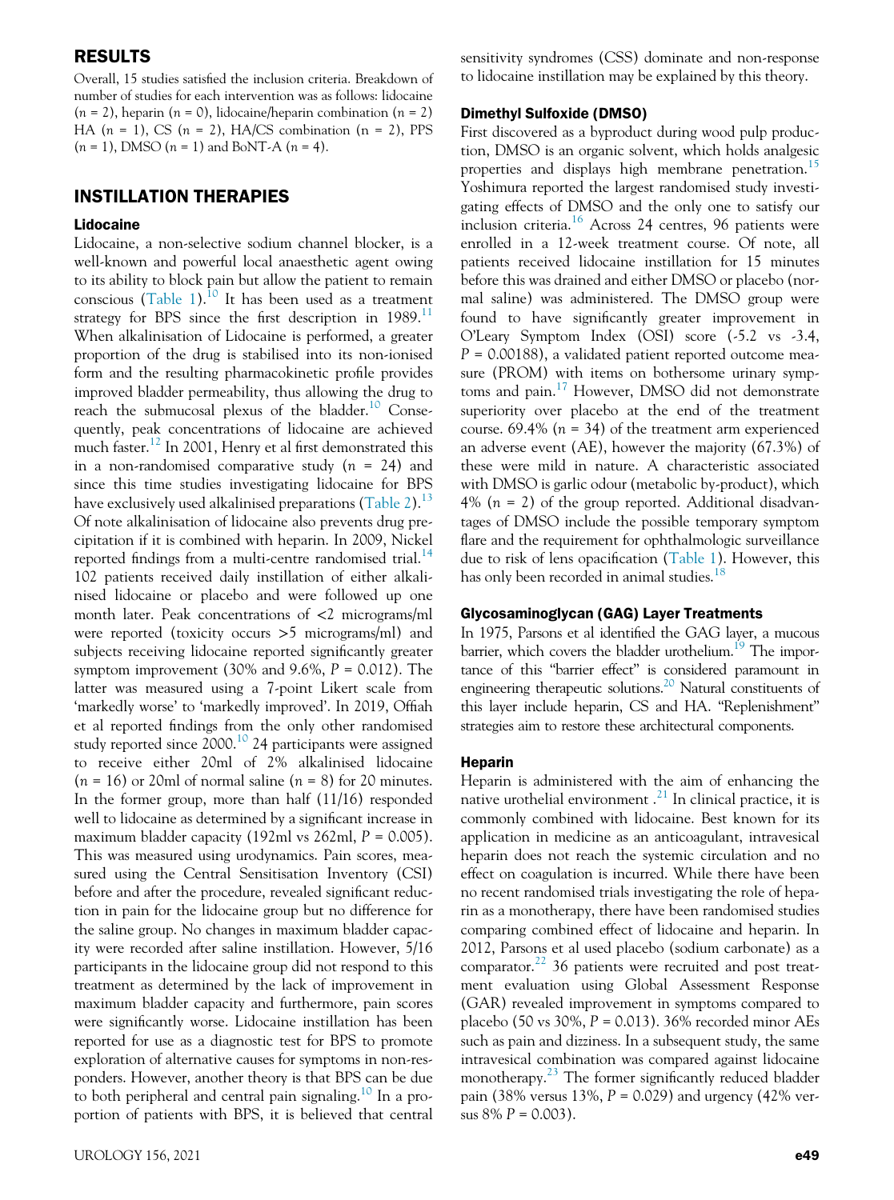## RESULTS

Overall, 15 studies satisfied the inclusion criteria. Breakdown of number of studies for each intervention was as follows: lidocaine (*n* = 2), heparin (*n* = 0), lidocaine/heparin combination (*n* = 2) HA (*n* = 1), CS (*n* = 2), HA/CS combination (n = 2), PPS (*n* = 1), DMSO (*n* = 1) and BoNT-A (*n* = 4).

## INSTILLATION THERAPIES

### Lidocaine

Lidocaine, a non-selective sodium channel blocker, is a well-known and powerful local anaesthetic agent owing to its ability to block pain but allow the patient to remain conscious (Table 1).[10] It has been used as a treatment strategy for BPS since the first description in 1989.[11] When alkalinisation of Lidocaine is performed, a greater proportion of the drug is stabilised into its non-ionised form and the resulting pharmacokinetic profile provides improved bladder permeability, thus allowing the drug to reach the submucosal plexus of the bladder.[10] Consequently, peak concentrations of lidocaine are achieved much faster.[12] In 2001, Henry et al first demonstrated this in a non-randomised comparative study (*n* = 24) and since this time studies investigating lidocaine for BPS have exclusively used alkalinised preparations (Table 2).[13] Of note alkalinisation of lidocaine also prevents drug precipitation if it is combined with heparin. In 2009, Nickel reported findings from a multi-centre randomised trial.[14] 102 patients received daily instillation of either alkalinised lidocaine or placebo and were followed up one month later. Peak concentrations of <2 micrograms/ml were reported (toxicity occurs >5 micrograms/ml) and subjects receiving lidocaine reported significantly greater symptom improvement (30% and 9.6%, $P = 0.012$). The latter was measured using a 7-point Likert scale from 'markedly worse' to 'markedly improved'. In 2019, Offiah et al reported findings from the only other randomised study reported since 2000.[10] 24 participants were assigned to receive either 20ml of 2% alkalinised lidocaine (*n* = 16) or 20ml of normal saline (*n* = 8) for 20 minutes. In the former group, more than half (11/16) responded well to lidocaine as determined by a significant increase in maximum bladder capacity (192ml vs 262ml, $P = 0.005$). This was measured using urodynamics. Pain scores, measured using the Central Sensitisation Inventory (CSI) before and after the procedure, revealed significant reduction in pain for the lidocaine group but no difference for the saline group. No changes in maximum bladder capacity were recorded after saline instillation. However, 5/16 participants in the lidocaine group did not respond to this treatment as determined by the lack of improvement in maximum bladder capacity and furthermore, pain scores were significantly worse. Lidocaine instillation has been reported for use as a diagnostic test for BPS to promote exploration of alternative causes for symptoms in non-responders. However, another theory is that BPS can be due to both peripheral and central pain signaling.[10] In a proportion of patients with BPS, it is believed that central sensitivity syndromes (CSS) dominate and non-response to lidocaine instillation may be explained by this theory.

### Dimethyl Sulfoxide (DMSO)

First discovered as a byproduct during wood pulp production, DMSO is an organic solvent, which holds analgesic properties and displays high membrane penetration.[15] Yoshimura reported the largest randomised study investigating effects of DMSO and the only one to satisfy our inclusion criteria.[16] Across 24 centres, 96 patients were enrolled in a 12-week treatment course. Of note, all patients received lidocaine instillation for 15 minutes before this was drained and either DMSO or placebo (normal saline) was administered. The DMSO group were found to have significantly greater improvement in O'Leary Symptom Index (OSI) score (-5.2 vs -3.4, $P = 0.00188$), a validated patient reported outcome measure (PROM) with items on bothersome urinary symptoms and pain.[17] However, DMSO did not demonstrate superiority over placebo at the end of the treatment course. 69.4% (*n* = 34) of the treatment arm experienced an adverse event (AE), however the majority (67.3%) of these were mild in nature. A characteristic associated with DMSO is garlic odour (metabolic by-product), which 4% (*n* = 2) of the group reported. Additional disadvantages of DMSO include the possible temporary symptom flare and the requirement for ophthalmologic surveillance due to risk of lens opacification (Table 1). However, this has only been recorded in animal studies.[18]

### Glycosaminoglycan (GAG) Layer Treatments

In 1975, Parsons et al identified the GAG layer, a mucous barrier, which covers the bladder urothelium.[19] The importance of this "barrier effect" is considered paramount in engineering therapeutic solutions.[20] Natural constituents of this layer include heparin, CS and HA. "Replenishment" strategies aim to restore these architectural components.

### Heparin

Heparin is administered with the aim of enhancing the native urothelial environment .[21] In clinical practice, it is commonly combined with lidocaine. Best known for its application in medicine as an anticoagulant, intravesical heparin does not reach the systemic circulation and no effect on coagulation is incurred. While there have been no recent randomised trials investigating the role of heparin as a monotherapy, there have been randomised studies comparing combined effect of lidocaine and heparin. In 2012, Parsons et al used placebo (sodium carbonate) as a comparator.[22] 36 patients were recruited and post treatment evaluation using Global Assessment Response (GAR) revealed improvement in symptoms compared to placebo (50 vs 30%, $P = 0.013$). 36% recorded minor AEs such as pain and dizziness. In a subsequent study, the same intravesical combination was compared against lidocaine monotherapy.[23] The former significantly reduced bladder pain (38% versus 13%, $P = 0.029$) and urgency (42% versus 8% $P = 0.003$).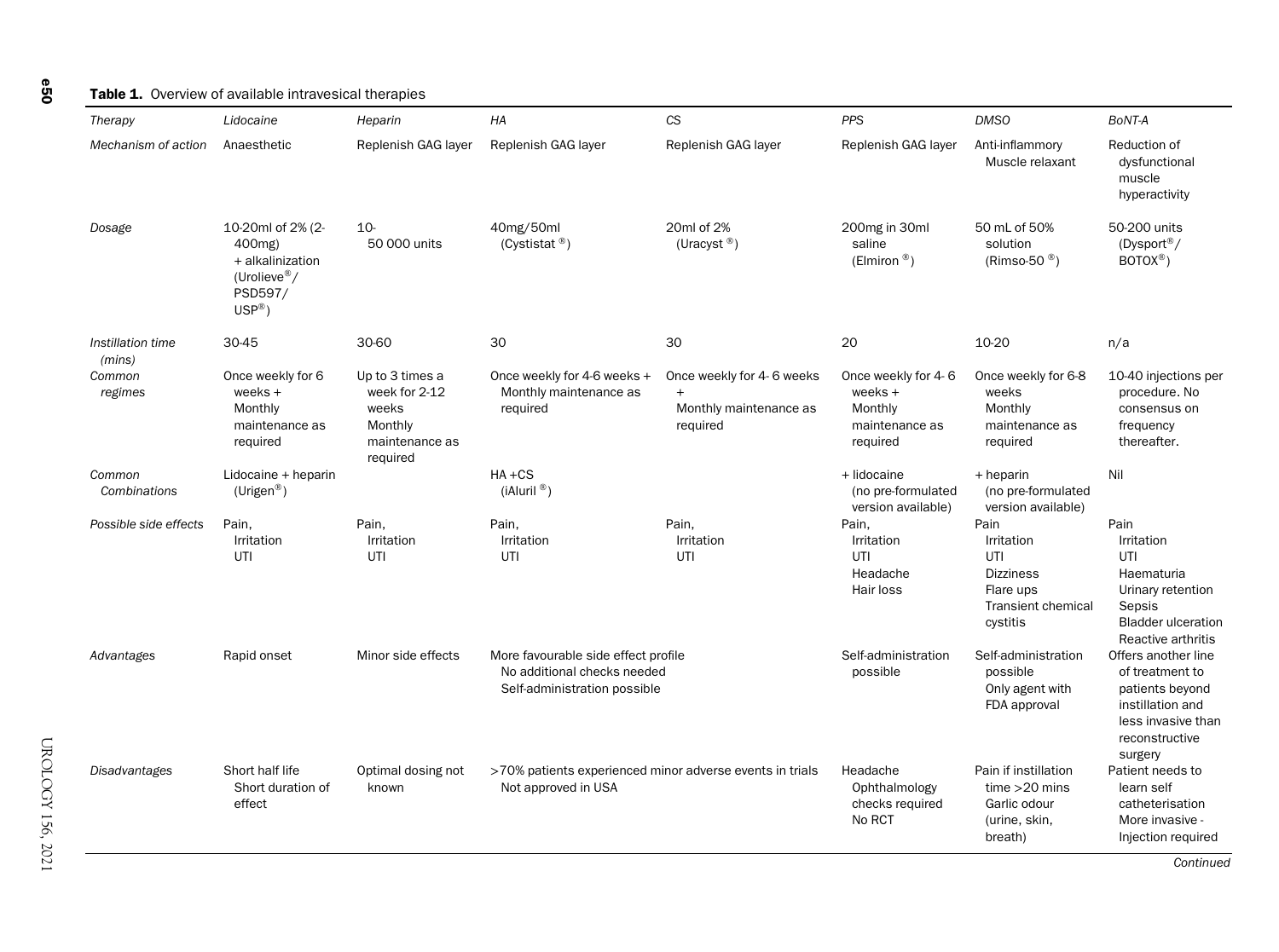**Table 1.** Overview of available intravesical therapies

| Therapy | Lidocaine | Heparin | HA | CS | PPS | DMSO | BoNT-A |
|---|---|---|---|---|---|---|---|
| Mechanism of action | Anaesthetic | Replenish GAG layer | Replenish GAG layer | Replenish GAG layer | Replenish GAG layer | Anti-inflammory Muscle relaxant | Reduction of dysfunctional muscle hyperactivity |
| Dosage | 10-20ml of 2% (2-400mg) + alkalinization (Urolieve®/ PSD597/ USP®) | 10-50 000 units | 40mg/50ml (Cystistat ®) | 20ml of 2% (Uracyst ®) | 200mg in 30ml saline (Elmiron ®) | 50 mL of 50% solution (Rimso-50 ®) | 50-200 units (Dysport®/ BOTOX®) |
| Instillation time (mins) | 30-45 | 30-60 | 30 | 30 | 20 | 10-20 | n/a |
| Common regimes | Once weekly for 6 weeks + Monthly maintenance as required | Up to 3 times a week for 2-12 weeks Monthly maintenance as required | Once weekly for 4-6 weeks + Monthly maintenance as required | Once weekly for 4- 6 weeks + Monthly maintenance as required | Once weekly for 4- 6 weeks + Monthly maintenance as required | Once weekly for 6-8 weeks Monthly maintenance as required | 10-40 injections per procedure. No consensus on frequency thereafter. |
| Common Combinations | Lidocaine + heparin (Urigen®) | | HA +CS (iAluril ®) | | + lidocaine (no pre-formulated version available) | + heparin (no pre-formulated version available) | Nil |
| Possible side effects | Pain, Irritation UTI | Pain, Irritation UTI | Pain, Irritation UTI | Pain, Irritation UTI | Pain, Irritation UTI Headache Hair loss | Pain Irritation UTI Dizziness Flare ups Transient chemical cystitis | Pain Irritation UTI Haematuria Urinary retention Sepsis Bladder ulceration Reactive arthritis |
| Advantages | Rapid onset | Minor side effects | More favourable side effect profile No additional checks needed Self-administration possible | | Self-administration possible | Self-administration possible Only agent with FDA approval | Offers another line of treatment to patients beyond instillation and less invasive than reconstructive surgery |
| Disadvantages | Short half life Short duration of effect | Optimal dosing not known | >70% patients experienced minor adverse events in trials Not approved in USA | | Headache Ophthalmology checks required No RCT | Pain if instillation time >20 mins Garlic odour (urine, skin, breath) | Patient needs to learn self catheterisation More invasive - Injection required |

*Continued*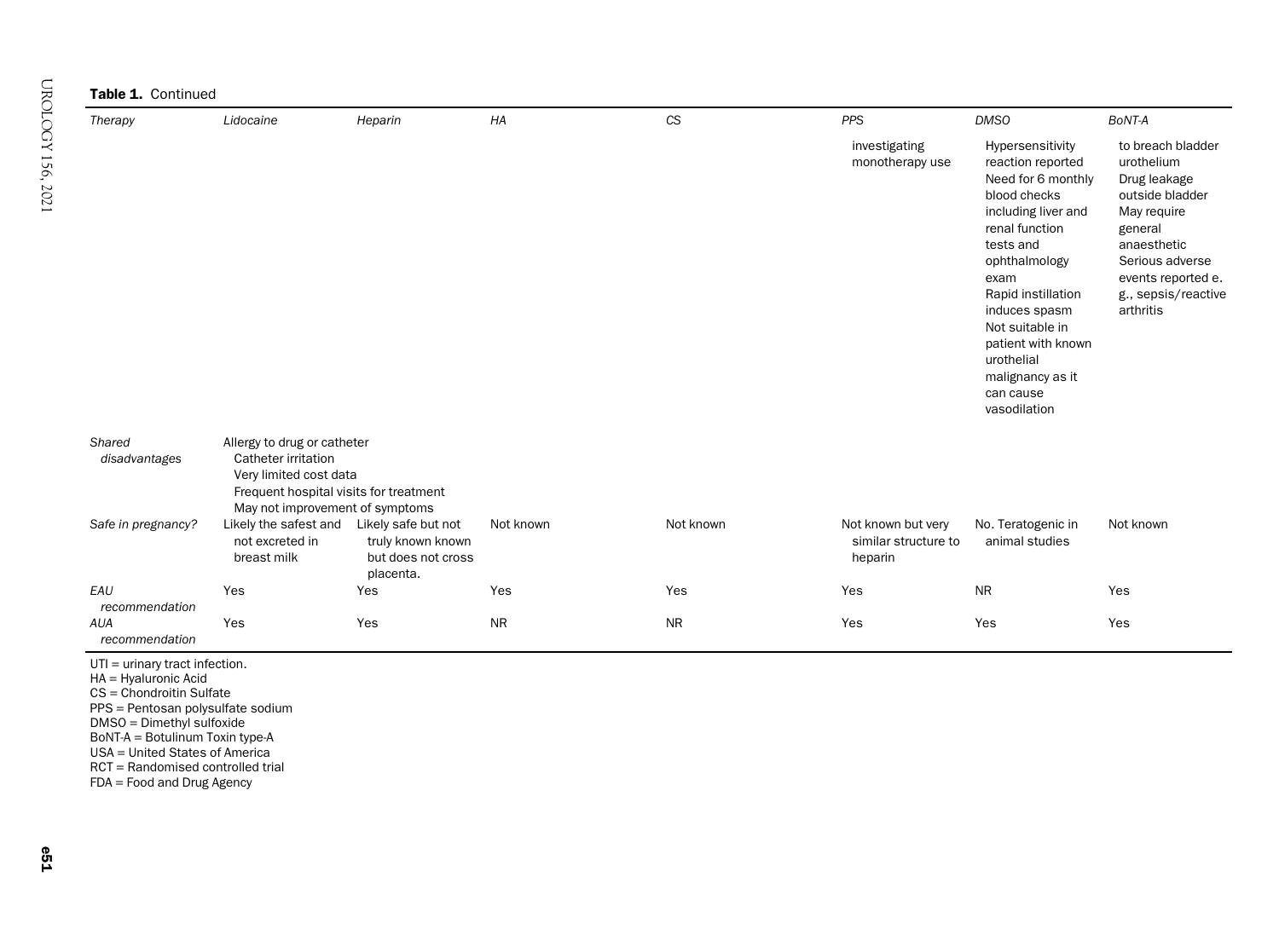**Table 1.** Continued

| Therapy | Lidocaine | Heparin | HA | CS | PPS | DMSO | BoNT-A |
|---|---|---|---|---|---|---|---|
| | | | | | investigating monotherapy use | Hypersensitivity reaction reported Need for 6 monthly blood checks including liver and renal function tests and ophthalmology exam Rapid instillation induces spasm Not suitable in patient with known urothelial malignancy as it can cause vasodilation | to breach bladder urothelium Drug leakage outside bladder May require general anaesthetic Serious adverse events reported e.g., sepsis/reactive arthritis |
| Shared disadvantages | Allergy to drug or catheter Catheter irritation Very limited cost data Frequent hospital visits for treatment May not improvement of symptoms | | | | | | |
| Safe in pregnancy? | Likely the safest and not excreted in breast milk | Likely safe but not truly known known but does not cross placenta. | Not known | Not known | Not known but very similar structure to heparin | No. Teratogenic in animal studies | Not known |
| EAU recommendation | Yes | Yes | Yes | Yes | Yes | NR | Yes |
| AUA recommendation | Yes | Yes | NR | NR | Yes | Yes | Yes |

UTI = urinary tract infection.
HA = Hyaluronic Acid
CS = Chondroitin Sulfate
PPS = Pentosan polysulfate sodium
DMSO = Dimethyl sulfoxide
BoNT-A = Botulinum Toxin type-A
USA = United States of America
RCT = Randomised controlled trial
FDA = Food and Drug Agency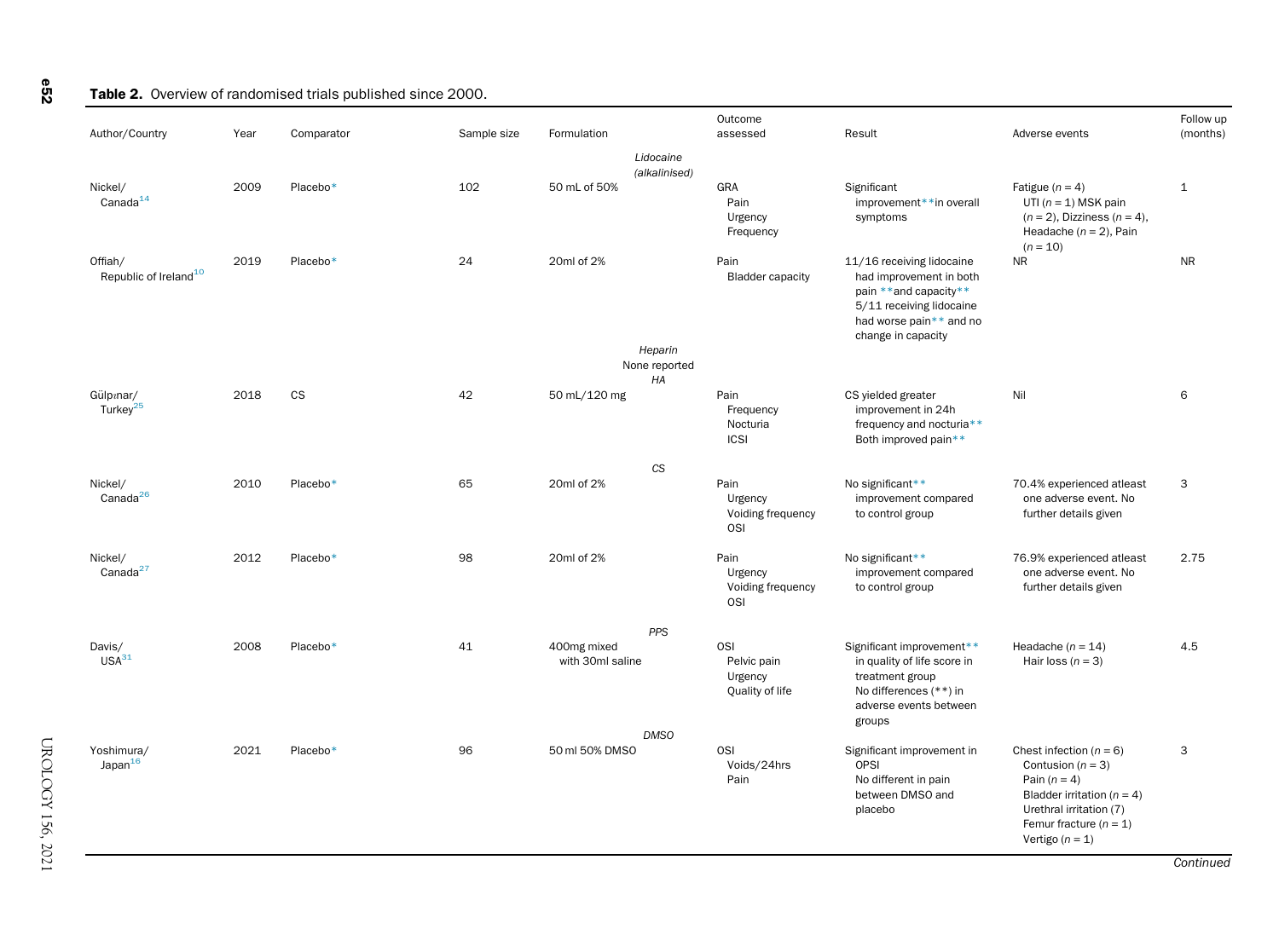**Table 2.** Overview of randomised trials published since 2000.

| Author/Country | Year | Comparator | Sample size | Formulation | Outcome assessed | Result | Adverse events | Follow up (months) |
|---|---|---|---|---|---|---|---|---|
| | | | | *Lidocaine (alkalinised)* | | | | |
| Nickel/ Canada[14] | 2009 | Placebo* | 102 | 50 mL of 50% | GRA<br>Pain<br>Urgency<br>Frequency | Significant improvement**in overall symptoms | Fatigue ($n = 4$)<br>UTI ($n = 1$) MSK pain ($n = 2$), Dizziness ($n = 4$), Headache ($n = 2$), Pain ($n = 10$) | 1 |
| Offiah/ Republic of Ireland[10] | 2019 | Placebo* | 24 | 20ml of 2% | Pain<br>Bladder capacity | 11/16 receiving lidocaine had improvement in both pain **and capacity**<br>5/11 receiving lidocaine had worse pain** and no change in capacity | NR | NR |
| | | | | *Heparin*<br>None reported | | | | |
| | | | | *HA* | | | | |
| Gülpınar/ Turkey[25] | 2018 | CS | 42 | 50 mL/120 mg | Pain<br>Frequency<br>Nocturia<br>ICSI | CS yielded greater improvement in 24h frequency and nocturia**<br>Both improved pain** | Nil | 6 |
| | | | | *CS* | | | | |
| Nickel/ Canada[26] | 2010 | Placebo* | 65 | 20ml of 2% | Pain<br>Urgency<br>Voiding frequency<br>OSI | No significant** improvement compared to control group | 70.4% experienced atleast one adverse event. No further details given | 3 |
| Nickel/ Canada[27] | 2012 | Placebo* | 98 | 20ml of 2% | Pain<br>Urgency<br>Voiding frequency<br>OSI | No significant** improvement compared to control group | 76.9% experienced atleast one adverse event. No further details given | 2.75 |
| | | | | *PPS* | | | | |
| Davis/ USA[31] | 2008 | Placebo* | 41 | 400mg mixed with 30ml saline | OSI<br>Pelvic pain<br>Urgency<br>Quality of life | Significant improvement** in quality of life score in treatment group<br>No differences (**) in adverse events between groups | Headache ($n = 14$)<br>Hair loss ($n = 3$) | 4.5 |
| | | | | *DMSO* | | | | |
| Yoshimura/ Japan[16] | 2021 | Placebo* | 96 | 50 ml 50% DMSO | OSI<br>Voids/24hrs<br>Pain | Significant improvement in OPSI<br>No different in pain between DMSO and placebo | Chest infection ($n = 6$)<br>Contusion ($n = 3$)<br>Pain ($n = 4$)<br>Bladder irritation ($n = 4$)<br>Urethral irritation (7)<br>Femur fracture ($n = 1$)<br>Vertigo ($n = 1$) | 3 |

*Continued*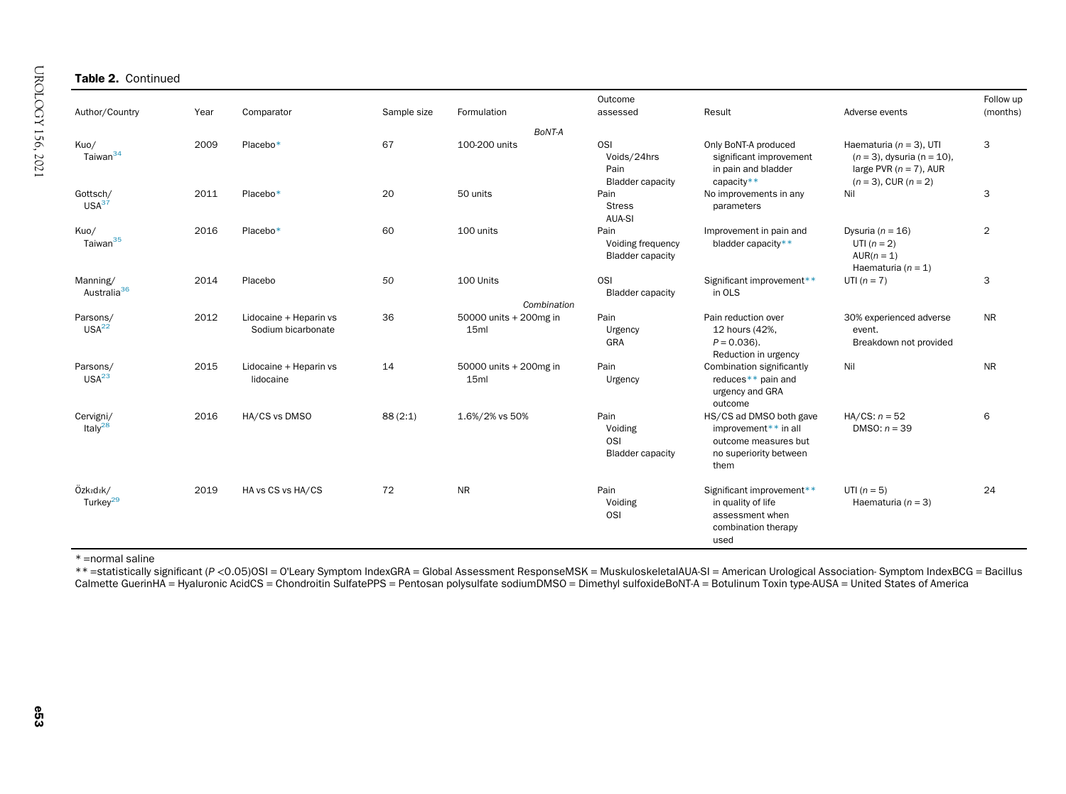**Table 2.** Continued

| Author/Country | Year | Comparator | Sample size | Formulation | Outcome assessed | Result | Adverse events | Follow up (months) |
|---|---|---|---|---|---|---|---|---|
| | | | | *BoNT-A* | | | | |
| Kuo/ Taiwan[34] | 2009 | Placebo* | 67 | 100-200 units | OSI<br>Voids/24hrs<br>Pain<br>Bladder capacity | Only BoNT-A produced significant improvement in pain and bladder capacity** | Haematuria ($n = 3$), UTI ($n = 3$), dysuria ($n = 10$), large PVR ($n = 7$), AUR ($n = 3$), CUR ($n = 2$) | 3 |
| Gottsch/ USA[37] | 2011 | Placebo* | 20 | 50 units | Pain<br>Stress<br>AUA-SI | No improvements in any parameters | Nil | 3 |
| Kuo/ Taiwan[35] | 2016 | Placebo* | 60 | 100 units | Pain<br>Voiding frequency<br>Bladder capacity | Improvement in pain and bladder capacity** | Dysuria ($n = 16$)<br>UTI ($n = 2$)<br>AUR($n = 1$)<br>Haematuria ($n = 1$) | 2 |
| Manning/ Australia[36] | 2014 | Placebo | *50* | 100 Units | OSI<br>Bladder capacity | Significant improvement** in OLS | UTI ($n = 7$) | 3 |
| | | | | *Combination* | | | | |
| Parsons/ USA[22] | 2012 | Lidocaine + Heparin vs Sodium bicarbonate | 36 | 50000 units + 200mg in 15ml | Pain<br>Urgency<br>GRA | Pain reduction over 12 hours (42%, $P = 0.036$).<br>Reduction in urgency | 30% experienced adverse event.<br>Breakdown not provided | NR |
| Parsons/ USA[23] | 2015 | Lidocaine + Heparin vs lidocaine | 14 | 50000 units + 200mg in 15ml | Pain<br>Urgency | Combination significantly reduces** pain and urgency and GRA outcome | Nil | NR |
| Cervigni/ Italy[28] | 2016 | HA/CS vs DMSO | 88 (2:1) | 1.6%/2% vs 50% | Pain<br>Voiding<br>OSI<br>Bladder capacity | HS/CS ad DMSO both gave improvement** in all outcome measures but no superiority between them | HA/CS: $n = 52$<br>DMSO: $n = 39$ | 6 |
| Özkıdık/ Turkey[29] | 2019 | HA vs CS vs HA/CS | 72 | NR | Pain<br>Voiding<br>OSI | Significant improvement** in quality of life assessment when combination therapy used | UTI ($n = 5$)<br>Haematuria ($n = 3$) | 24 |

* =normal saline

** =statistically significant ($P < 0.05$)OSI = O'Leary Symptom IndexGRA = Global Assessment ResponseMSK = MuskuloskeletalAUA-SI = American Urological Association- Symptom IndexBCG = Bacillus Calmette GuerinHA = Hyaluronic AcidCS = Chondroitin SulfatePPS = Pentosan polysulfate sodiumDMSO = Dimethyl sulfoxideBoNT-A = Botulinum Toxin type-AUSA = United States of America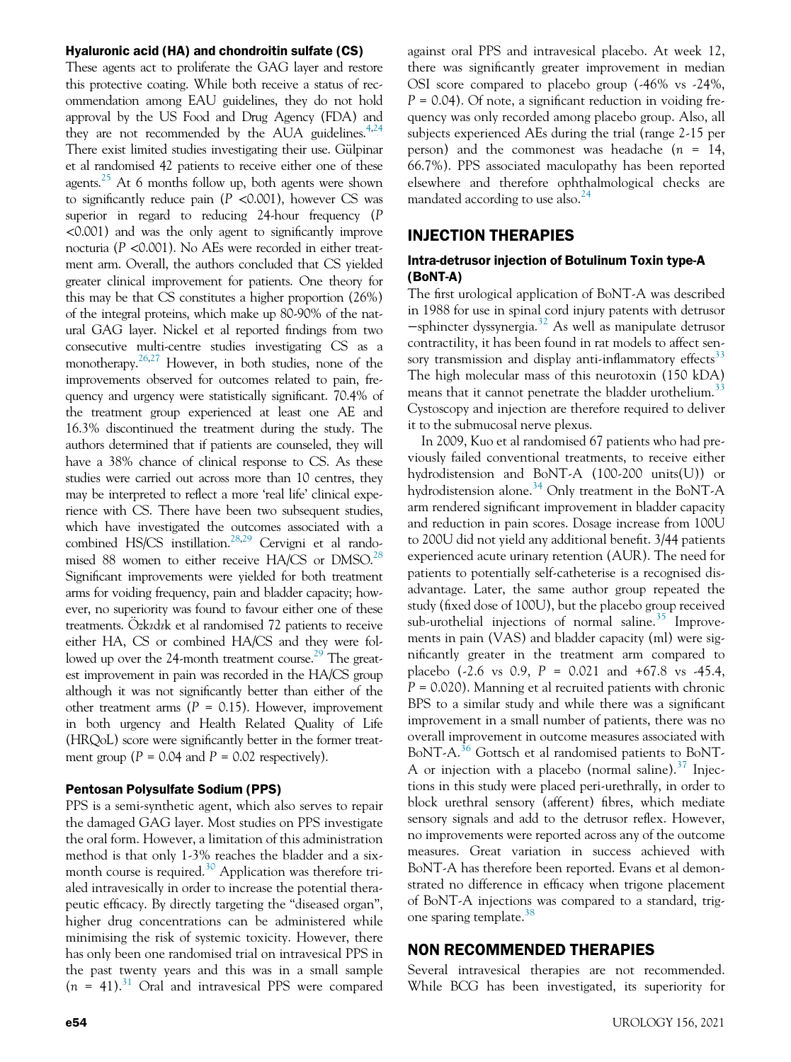### Hyaluronic acid (HA) and chondroitin sulfate (CS)

These agents act to proliferate the GAG layer and restore this protective coating. While both receive a status of recommendation among EAU guidelines, they do not hold approval by the US Food and Drug Agency (FDA) and they are not recommended by the AUA guidelines.[4,24] There exist limited studies investigating their use. Gülpinar et al randomised 42 patients to receive either one of these agents.[25] At 6 months follow up, both agents were shown to significantly reduce pain ($P$ <0.001), however CS was superior in regard to reducing 24-hour frequency ($P$ <0.001) and was the only agent to significantly improve nocturia ($P$ <0.001). No AEs were recorded in either treatment arm. Overall, the authors concluded that CS yielded greater clinical improvement for patients. One theory for this may be that CS constitutes a higher proportion (26%) of the integral proteins, which make up 80-90% of the natural GAG layer. Nickel et al reported findings from two consecutive multi-centre studies investigating CS as a monotherapy.[26,27] However, in both studies, none of the improvements observed for outcomes related to pain, frequency and urgency were statistically significant. 70.4% of the treatment group experienced at least one AE and 16.3% discontinued the treatment during the study. The authors determined that if patients are counseled, they will have a 38% chance of clinical response to CS. As these studies were carried out across more than 10 centres, they may be interpreted to reflect a more 'real life' clinical experience with CS. There have been two subsequent studies, which have investigated the outcomes associated with a combined HS/CS instillation.[28,29] Cervigni et al randomised 88 women to either receive HA/CS or DMSO.[28] Significant improvements were yielded for both treatment arms for voiding frequency, pain and bladder capacity; however, no superiority was found to favour either one of these treatments. Özkıdık et al randomised 72 patients to receive either HA, CS or combined HA/CS and they were followed up over the 24-month treatment course.[29] The greatest improvement in pain was recorded in the HA/CS group although it was not significantly better than either of the other treatment arms ($P$ = 0.15). However, improvement in both urgency and Health Related Quality of Life (HRQoL) score were significantly better in the former treatment group ($P$ = 0.04 and $P$ = 0.02 respectively).

### Pentosan Polysulfate Sodium (PPS)

PPS is a semi-synthetic agent, which also serves to repair the damaged GAG layer. Most studies on PPS investigate the oral form. However, a limitation of this administration method is that only 1-3% reaches the bladder and a six-month course is required.[30] Application was therefore trialed intravesically in order to increase the potential therapeutic efficacy. By directly targeting the "diseased organ", higher drug concentrations can be administered while minimising the risk of systemic toxicity. However, there has only been one randomised trial on intravesical PPS in the past twenty years and this was in a small sample ($n$ = 41).[31] Oral and intravesical PPS were compared against oral PPS and intravesical placebo. At week 12, there was significantly greater improvement in median OSI score compared to placebo group (-46% vs -24%, $P$ = 0.04). Of note, a significant reduction in voiding frequency was only recorded among placebo group. Also, all subjects experienced AEs during the trial (range 2-15 per person) and the commonest was headache ($n$ = 14, 66.7%). PPS associated maculopathy has been reported elsewhere and therefore ophthalmological checks are mandated according to use also.[24]

## INJECTION THERAPIES

### Intra-detrusor injection of Botulinum Toxin type-A (BoNT-A)

The first urological application of BoNT-A was described in 1988 for use in spinal cord injury patents with detrusor −sphincter dyssynergia.[32] As well as manipulate detrusor contractility, it has been found in rat models to affect sensory transmission and display anti-inflammatory effects[33] The high molecular mass of this neurotoxin (150 kDA) means that it cannot penetrate the bladder urothelium.[33] Cystoscopy and injection are therefore required to deliver it to the submucosal nerve plexus.

In 2009, Kuo et al randomised 67 patients who had previously failed conventional treatments, to receive either hydrodistension and BoNT-A (100-200 units(U)) or hydrodistension alone.[34] Only treatment in the BoNT-A arm rendered significant improvement in bladder capacity and reduction in pain scores. Dosage increase from 100U to 200U did not yield any additional benefit. 3/44 patients experienced acute urinary retention (AUR). The need for patients to potentially self-catheterise is a recognised disadvantage. Later, the same author group repeated the study (fixed dose of 100U), but the placebo group received sub-urothelial injections of normal saline.[35] Improvements in pain (VAS) and bladder capacity (ml) were significantly greater in the treatment arm compared to placebo (-2.6 vs 0.9, $P$ = 0.021 and +67.8 vs -45.4, $P$ = 0.020). Manning et al recruited patients with chronic BPS to a similar study and while there was a significant improvement in a small number of patients, there was no overall improvement in outcome measures associated with BoNT-A.[36] Gottsch et al randomised patients to BoNT-A or injection with a placebo (normal saline).[37] Injections in this study were placed peri-urethrally, in order to block urethral sensory (afferent) fibres, which mediate sensory signals and add to the detrusor reflex. However, no improvements were reported across any of the outcome measures. Great variation in success achieved with BoNT-A has therefore been reported. Evans et al demonstrated no difference in efficacy when trigone placement of BoNT-A injections was compared to a standard, trigone sparing template.[38]

## NON RECOMMENDED THERAPIES

Several intravesical therapies are not recommended. While BCG has been investigated, its superiority for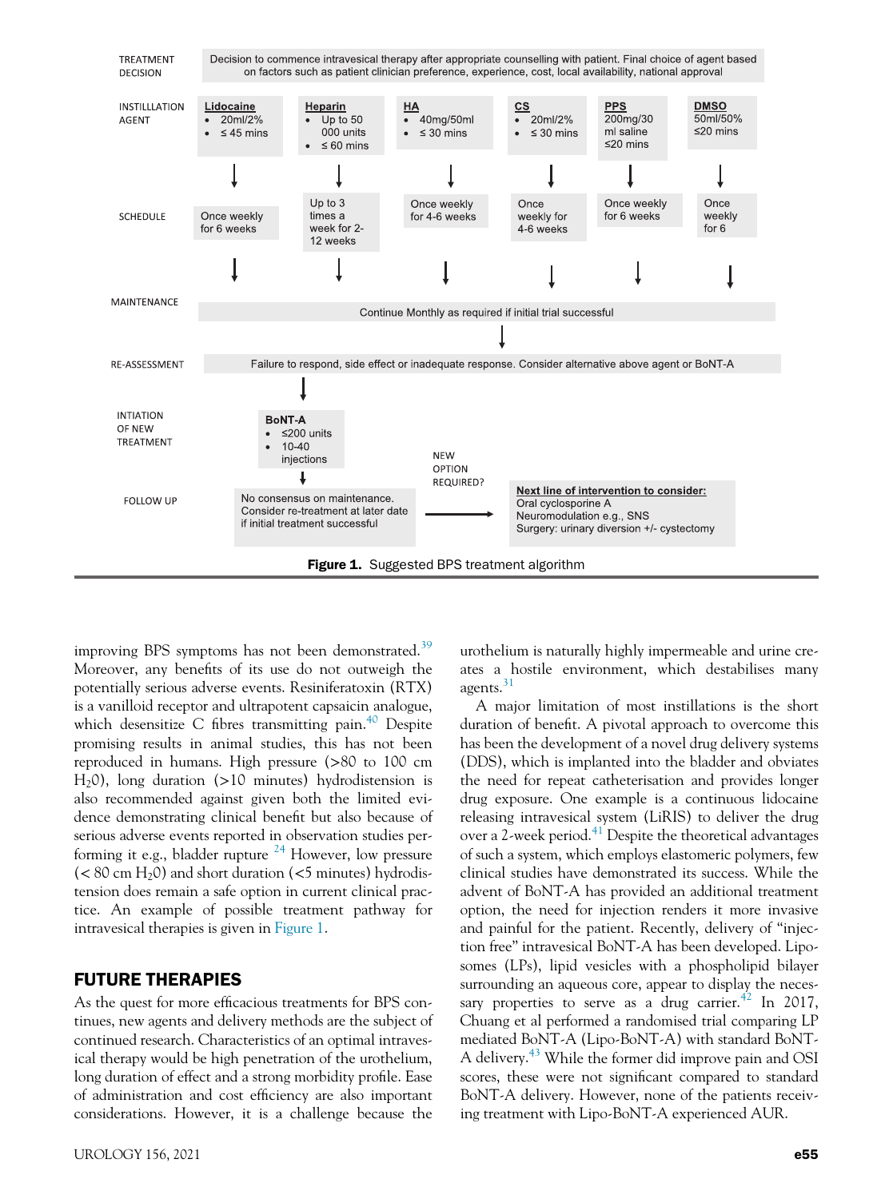| TREATMENT DECISION | Decision to commence intravesical therapy after appropriate counselling with patient. Final choice of agent based on factors such as patient clinician preference, experience, cost, local availability, national approval | | | | | |
| --- | --- | --- | --- | --- | --- | --- |
| INSTILLLATION AGENT | **Lidocaine** • 20ml/2% • ≤ 45 mins | **Heparin** • Up to 50 000 units • ≤ 60 mins | **HA** • 40mg/50ml • ≤ 30 mins | **CS** • 20ml/2% • ≤ 30 mins | **PPS** 200mg/30 ml saline ≤20 mins | **DMSO** 50ml/50% ≤20 mins |
| SCHEDULE | Once weekly for 6 weeks | Up to 3 times a week for 2-12 weeks | Once weekly for 4-6 weeks | Once weekly for 4-6 weeks | Once weekly for 6 weeks | Once weekly for 6 |
| MAINTENANCE | Continue Monthly as required if initial trial successful | | | | | |
| RE-ASSESSMENT | Failure to respond, side effect or inadequate response. Consider alternative above agent or BoNT-A | | | | | |
| INITIATION OF NEW TREATMENT | **BoNT-A** • ≤200 units • 10-40 injections | | | | | |
| FOLLOW UP | No consensus on maintenance. Consider re-treatment at later date if initial treatment successful → NEW OPTION REQUIRED? → **Next line of intervention to consider:** Oral cyclosporine A; Neuromodulation e.g., SNS; Surgery: urinary diversion +/- cystectomy | | | | | |

**Figure 1.** Suggested BPS treatment algorithm

improving BPS symptoms has not been demonstrated.[39] Moreover, any benefits of its use do not outweigh the potentially serious adverse events. Resiniferatoxin (RTX) is a vanilloid receptor and ultrapotent capsaicin analogue, which desensitize C fibres transmitting pain.[40] Despite promising results in animal studies, this has not been reproduced in humans. High pressure (>80 to 100 cm $H_2O$), long duration (>10 minutes) hydrodistension is also recommended against given both the limited evidence demonstrating clinical benefit but also because of serious adverse events reported in observation studies performing it e.g., bladder rupture [24] However, low pressure (< 80 cm $H_2O$) and short duration (<5 minutes) hydrodistension does remain a safe option in current clinical practice. An example of possible treatment pathway for intravesical therapies is given in Figure 1.

## FUTURE THERAPIES

As the quest for more efficacious treatments for BPS continues, new agents and delivery methods are the subject of continued research. Characteristics of an optimal intravesical therapy would be high penetration of the urothelium, long duration of effect and a strong morbidity profile. Ease of administration and cost efficiency are also important considerations. However, it is a challenge because the urothelium is naturally highly impermeable and urine creates a hostile environment, which destabilises many agents.[31]

A major limitation of most instillations is the short duration of benefit. A pivotal approach to overcome this has been the development of a novel drug delivery systems (DDS), which is implanted into the bladder and obviates the need for repeat catheterisation and provides longer drug exposure. One example is a continuous lidocaine releasing intravesical system (LiRIS) to deliver the drug over a 2-week period.[41] Despite the theoretical advantages of such a system, which employs elastomeric polymers, few clinical studies have demonstrated its success. While the advent of BoNT-A has provided an additional treatment option, the need for injection renders it more invasive and painful for the patient. Recently, delivery of "injection free" intravesical BoNT-A has been developed. Liposomes (LPs), lipid vesicles with a phospholipid bilayer surrounding an aqueous core, appear to display the necessary properties to serve as a drug carrier.[42] In 2017, Chuang et al performed a randomised trial comparing LP mediated BoNT-A (Lipo-BoNT-A) with standard BoNT-A delivery.[43] While the former did improve pain and OSI scores, these were not significant compared to standard BoNT-A delivery. However, none of the patients receiving treatment with Lipo-BoNT-A experienced AUR.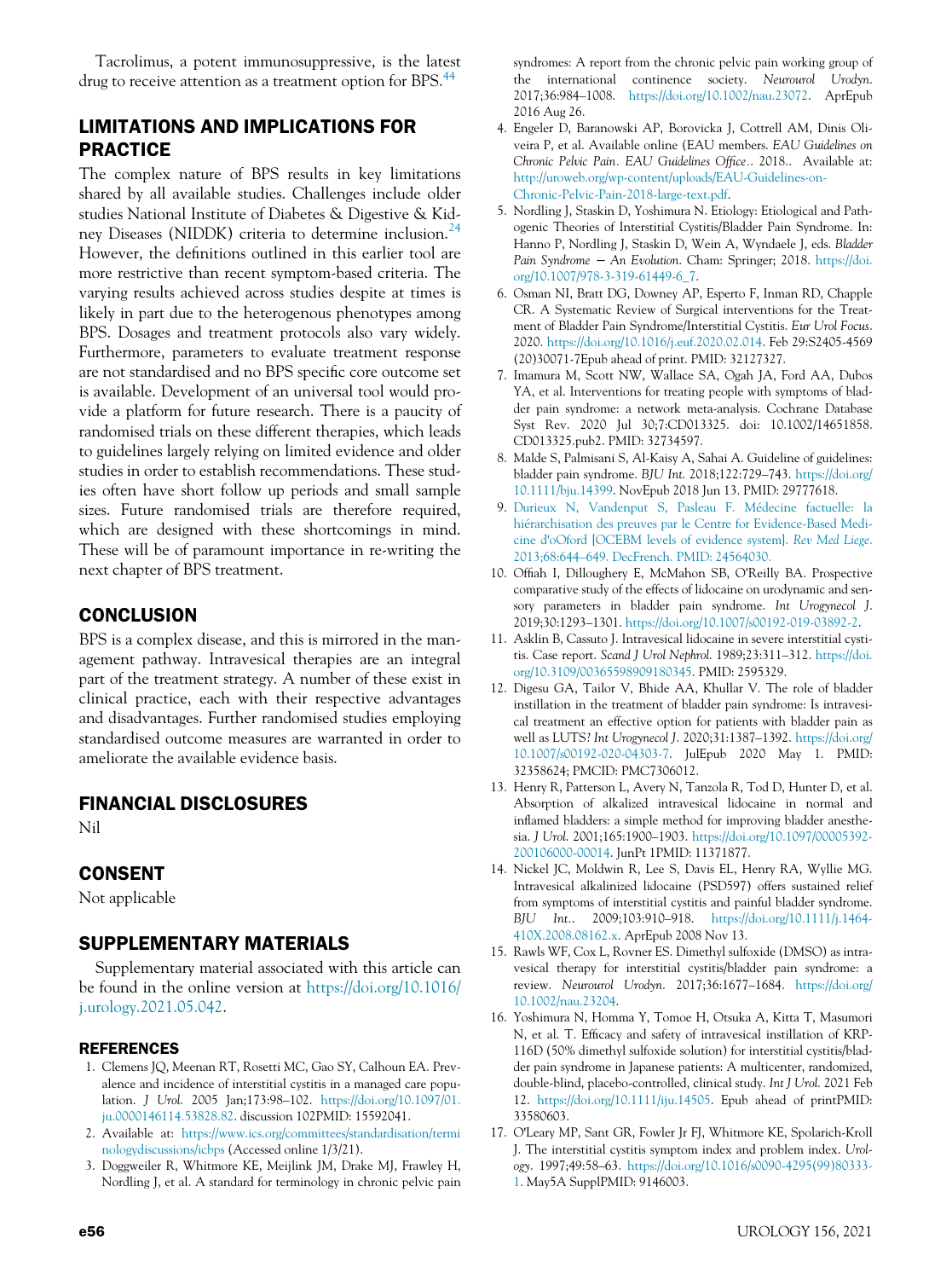Tacrolimus, a potent immunosuppressive, is the latest drug to receive attention as a treatment option for BPS.[44]

## LIMITATIONS AND IMPLICATIONS FOR PRACTICE

The complex nature of BPS results in key limitations shared by all available studies. Challenges include older studies National Institute of Diabetes & Digestive & Kidney Diseases (NIDDK) criteria to determine inclusion.[24] However, the definitions outlined in this earlier tool are more restrictive than recent symptom-based criteria. The varying results achieved across studies despite at times is likely in part due to the heterogenous phenotypes among BPS. Dosages and treatment protocols also vary widely. Furthermore, parameters to evaluate treatment response are not standardised and no BPS specific core outcome set is available. Development of an universal tool would provide a platform for future research. There is a paucity of randomised trials on these different therapies, which leads to guidelines largely relying on limited evidence and older studies in order to establish recommendations. These studies often have short follow up periods and small sample sizes. Future randomised trials are therefore required, which are designed with these shortcomings in mind. These will be of paramount importance in re-writing the next chapter of BPS treatment.

## CONCLUSION

BPS is a complex disease, and this is mirrored in the management pathway. Intravesical therapies are an integral part of the treatment strategy. A number of these exist in clinical practice, each with their respective advantages and disadvantages. Further randomised studies employing standardised outcome measures are warranted in order to ameliorate the available evidence basis.

## FINANCIAL DISCLOSURES

Nil

## CONSENT

Not applicable

## SUPPLEMENTARY MATERIALS

Supplementary material associated with this article can be found in the online version at https://doi.org/10.1016/j.urology.2021.05.042.

## REFERENCES

1. Clemens JQ, Meenan RT, Rosetti MC, Gao SY, Calhoun EA. Prevalence and incidence of interstitial cystitis in a managed care population. *J Urol.* 2005 Jan;173:98–102. https://doi.org/10.1097/01.ju.0000146114.53828.82. discussion 102PMID: 15592041.
2. Available at: https://www.ics.org/committees/standardisation/terminologydiscussions/icbps (Accessed online 1/3/21).
3. Doggweiler R, Whitmore KE, Meijlink JM, Drake MJ, Frawley H, Nordling J, et al. A standard for terminology in chronic pelvic pain syndromes: A report from the chronic pelvic pain working group of the international continence society. *Neurourol Urodyn.* 2017;36:984–1008. https://doi.org/10.1002/nau.23072. AprEpub 2016 Aug 26.
4. Engeler D, Baranowski AP, Borovicka J, Cottrell AM, Dinis Oliveira P, et al. Available online (EAU members. *EAU Guidelines on Chronic Pelvic Pain. EAU Guidelines Office.*. 2018.. Available at: http://uroweb.org/wp-content/uploads/EAU-Guidelines-on-Chronic-Pelvic-Pain-2018-large-text.pdf.
5. Nordling J, Staskin D, Yoshimura N. Etiology: Etiological and Pathogenic Theories of Interstitial Cystitis/Bladder Pain Syndrome. In: Hanno P, Nordling J, Staskin D, Wein A, Wyndaele J, eds. *Bladder Pain Syndrome − An Evolution*. Cham: Springer; 2018. https://doi.org/10.1007/978-3-319-61449-6_7.
6. Osman NI, Bratt DG, Downey AP, Esperto F, Inman RD, Chapple CR. A Systematic Review of Surgical interventions for the Treatment of Bladder Pain Syndrome/Interstitial Cystitis. *Eur Urol Focus.* 2020. https://doi.org/10.1016/j.euf.2020.02.014. Feb 29:S2405-4569(20)30071-7Epub ahead of print. PMID: 32127327.
7. Imamura M, Scott NW, Wallace SA, Ogah JA, Ford AA, Dubos YA, et al. Interventions for treating people with symptoms of bladder pain syndrome: a network meta-analysis. Cochrane Database Syst Rev. 2020 Jul 30;7:CD013325. doi: 10.1002/14651858.CD013325.pub2. PMID: 32734597.
8. Malde S, Palmisani S, Al-Kaisy A, Sahai A. Guideline of guidelines: bladder pain syndrome. *BJU Int.* 2018;122:729–743. https://doi.org/10.1111/bju.14399. NovEpub 2018 Jun 13. PMID: 29777618.
9. Durieux N, Vandenput S, Pasleau F. Médecine factuelle: la hiérarchisation des preuves par le Centre for Evidence-Based Medicine d'oOford [OCEBM levels of evidence system]. *Rev Med Liege.* 2013;68:644–649. DecFrench. PMID: 24564030.
10. Offiah I, Dilloughery E, McMahon SB, O'Reilly BA. Prospective comparative study of the effects of lidocaine on urodynamic and sensory parameters in bladder pain syndrome. *Int Urogynecol J.* 2019;30:1293–1301. https://doi.org/10.1007/s00192-019-03892-2.
11. Asklin B, Cassuto J. Intravesical lidocaine in severe interstitial cystitis. Case report. *Scand J Urol Nephrol.* 1989;23:311–312. https://doi.org/10.3109/00365598909180345. PMID: 2595329.
12. Digesu GA, Tailor V, Bhide AA, Khullar V. The role of bladder instillation in the treatment of bladder pain syndrome: Is intravesical treatment an effective option for patients with bladder pain as well as LUTS? *Int Urogynecol J.* 2020;31:1387–1392. https://doi.org/10.1007/s00192-020-04303-7. JulEpub 2020 May 1. PMID: 32358624; PMCID: PMC7306012.
13. Henry R, Patterson L, Avery N, Tanzola R, Tod D, Hunter D, et al. Absorption of alkalized intravesical lidocaine in normal and inflamed bladders: a simple method for improving bladder anesthesia. *J Urol.* 2001;165:1900–1903. https://doi.org/10.1097/00005392-200106000-00014. JunPt 1PMID: 11371877.
14. Nickel JC, Moldwin R, Lee S, Davis EL, Henry RA, Wyllie MG. Intravesical alkalinized lidocaine (PSD597) offers sustained relief from symptoms of interstitial cystitis and painful bladder syndrome. *BJU Int.*. 2009;103:910–918. https://doi.org/10.1111/j.1464-410X.2008.08162.x. AprEpub 2008 Nov 13.
15. Rawls WF, Cox L, Rovner ES. Dimethyl sulfoxide (DMSO) as intravesical therapy for interstitial cystitis/bladder pain syndrome: a review. *Neurourol Urodyn.* 2017;36:1677–1684. https://doi.org/10.1002/nau.23204.
16. Yoshimura N, Homma Y, Tomoe H, Otsuka A, Kitta T, Masumori N, et al. T. Efficacy and safety of intravesical instillation of KRP-116D (50% dimethyl sulfoxide solution) for interstitial cystitis/bladder pain syndrome in Japanese patients: A multicenter, randomized, double-blind, placebo-controlled, clinical study. *Int J Urol.* 2021 Feb 12. https://doi.org/10.1111/iju.14505. Epub ahead of printPMID: 33580603.
17. O'Leary MP, Sant GR, Fowler Jr FJ, Whitmore KE, Spolarich-Kroll J. The interstitial cystitis symptom index and problem index. *Urology.* 1997;49:58–63. https://doi.org/10.1016/s0090-4295(99)80333-1. May5A SupplPMID: 9146003.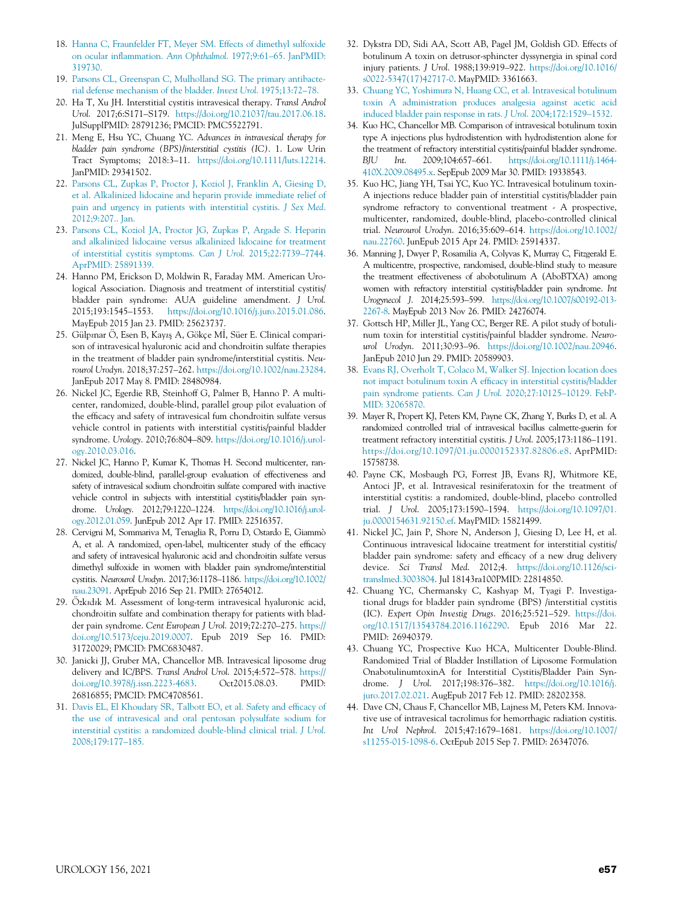18. Hanna C, Fraunfelder FT, Meyer SM. Effects of dimethyl sulfoxide on ocular inflammation. *Ann Ophthalmol*. 1977;9:61–65. JanPMID: 319730.
19. Parsons CL, Greenspan C, Mulholland SG. The primary antibacterial defense mechanism of the bladder. *Invest Urol*. 1975;13:72–78.
20. Ha T, Xu JH. Interstitial cystitis intravesical therapy. *Transl Androl Urol*. 2017;6:S171–S179. https://doi.org/10.21037/tau.2017.06.18. JulSupplPMID: 28791236; PMCID: PMC5522791.
21. Meng E, Hsu YC, Chuang YC. *Advances in intravesical therapy for bladder pain syndrome (BPS)/interstitial cystitis (IC)*. 1. Low Urin Tract Symptoms; 2018:3–11. https://doi.org/10.1111/luts.12214. JanPMID: 29341502.
22. Parsons CL, Zupkas P, Proctor J, Koziol J, Franklin A, Giesing D, et al. Alkalinized lidocaine and heparin provide immediate relief of pain and urgency in patients with interstitial cystitis. *J Sex Med*. 2012;9:207.. Jan.
23. Parsons CL, Koziol JA, Proctor JG, Zupkas P, Argade S. Heparin and alkalinized lidocaine versus alkalinized lidocaine for treatment of interstitial cystitis symptoms. *Can J Urol*. 2015;22:7739–7744. AprPMID: 25891339.
24. Hanno PM, Erickson D, Moldwin R, Faraday MM. American Urological Association. Diagnosis and treatment of interstitial cystitis/bladder pain syndrome: AUA guideline amendment. *J Urol*. 2015;193:1545–1553. https://doi.org/10.1016/j.juro.2015.01.086. MayEpub 2015 Jan 23. PMID: 25623737.
25. Gülpınar Ö, Esen B, Kayış A, Gökçe Mİ, Süer E. Clinical comparison of intravesical hyaluronic acid and chondroitin sulfate therapies in the treatment of bladder pain syndrome/interstitial cystitis. *Neurourol Urodyn*. 2018;37:257–262. https://doi.org/10.1002/nau.23284. JanEpub 2017 May 8. PMID: 28480984.
26. Nickel JC, Egerdie RB, Steinhoff G, Palmer B, Hanno P. A multicenter, randomized, double-blind, parallel group pilot evaluation of the efficacy and safety of intravesical fum chondroitin sulfate versus vehicle control in patients with interstitial cystitis/painful bladder syndrome. *Urology*. 2010;76:804–809. https://doi.org/10.1016/j.urology.2010.03.016.
27. Nickel JC, Hanno P, Kumar K, Thomas H. Second multicenter, randomized, double-blind, parallel-group evaluation of effectiveness and safety of intravesical sodium chondroitin sulfate compared with inactive vehicle control in subjects with interstitial cystitis/bladder pain syndrome. *Urology*. 2012;79:1220–1224. https://doi.org/10.1016/j.urology.2012.01.059. JunEpub 2012 Apr 17. PMID: 22516357.
28. Cervigni M, Sommariva M, Tenaglia R, Porru D, Ostardo E, Giammò A, et al. A randomized, open-label, multicenter study of the efficacy and safety of intravesical hyaluronic acid and chondroitin sulfate versus dimethyl sulfoxide in women with bladder pain syndrome/interstitial cystitis. *Neurourol Urodyn*. 2017;36:1178–1186. https://doi.org/10.1002/nau.23091. AprEpub 2016 Sep 21. PMID: 27654012.
29. Özkıdık M. Assessment of long-term intravesical hyaluronic acid, chondroitin sulfate and combination therapy for patients with bladder pain syndrome. *Cent European J Urol*. 2019;72:270–275. https://doi.org/10.5173/ceju.2019.0007. Epub 2019 Sep 16. PMID: 31720029; PMCID: PMC6830487.
30. Janicki JJ, Gruber MA, Chancellor MB. Intravesical liposome drug delivery and IC/BPS. *Transl Androl Urol*. 2015;4:572–578. https://doi.org/10.3978/j.issn.2223-4683. Oct2015.08.03. PMID: 26816855; PMCID: PMC4708561.
31. Davis EL, El Khoudary SR, Talbott EO, et al. Safety and efficacy of the use of intravesical and oral pentosan polysulfate sodium for interstitial cystitis: a randomized double-blind clinical trial. *J Urol*. 2008;179:177–185.
32. Dykstra DD, Sidi AA, Scott AB, Pagel JM, Goldish GD. Effects of botulinum A toxin on detrusor-sphincter dyssynergia in spinal cord injury patients. *J Urol*. 1988;139:919–922. https://doi.org/10.1016/s0022-5347(17)42717-0. MayPMID: 3361663.
33. Chuang YC, Yoshimura N, Huang CC, et al. Intravesical botulinum toxin A administration produces analgesia against acetic acid induced bladder pain response in rats. *J Urol*. 2004;172:1529–1532.
34. Kuo HC, Chancellor MB. Comparison of intravesical botulinum toxin type A injections plus hydrodistention with hydrodistention alone for the treatment of refractory interstitial cystitis/painful bladder syndrome. *BJU Int*. 2009;104:657–661. https://doi.org/10.1111/j.1464-410X.2009.08495.x. SepEpub 2009 Mar 30. PMID: 19338543.
35. Kuo HC, Jiang YH, Tsai YC, Kuo YC. Intravesical botulinum toxin-A injections reduce bladder pain of interstitial cystitis/bladder pain syndrome refractory to conventional treatment - A prospective, multicenter, randomized, double-blind, placebo-controlled clinical trial. *Neurourol Urodyn*. 2016;35:609–614. https://doi.org/10.1002/nau.22760. JunEpub 2015 Apr 24. PMID: 25914337.
36. Manning J, Dwyer P, Rosamilia A, Colyvas K, Murray C, Fitzgerald E. A multicentre, prospective, randomised, double-blind study to measure the treatment effectiveness of abobotulinum A (AboBTXA) among women with refractory interstitial cystitis/bladder pain syndrome. *Int Urogynecol J*. 2014;25:593–599. https://doi.org/10.1007/s00192-013-2267-8. MayEpub 2013 Nov 26. PMID: 24276074.
37. Gottsch HP, Miller JL, Yang CC, Berger RE. A pilot study of botulinum toxin for interstitial cystitis/painful bladder syndrome. *Neurourol Urodyn*. 2011;30:93–96. https://doi.org/10.1002/nau.20946. JanEpub 2010 Jun 29. PMID: 20589903.
38. Evans RJ, Overholt T, Colaco M, Walker SJ. Injection location does not impact botulinum toxin A efficacy in interstitial cystitis/bladder pain syndrome patients. *Can J Urol*. 2020;27:10125–10129. FebPMID: 32065870.
39. Mayer R, Propert KJ, Peters KM, Payne CK, Zhang Y, Burks D, et al. A randomized controlled trial of intravesical bacillus calmette-guerin for treatment refractory interstitial cystitis. *J Urol*. 2005;173:1186–1191. https://doi.org/10.1097/01.ju.0000152337.82806.e8. AprPMID: 15758738.
40. Payne CK, Mosbaugh PG, Forrest JB, Evans RJ, Whitmore KE, Antoci JP, et al. Intravesical resiniferatoxin for the treatment of interstitial cystitis: a randomized, double-blind, placebo controlled trial. *J Urol*. 2005;173:1590–1594. https://doi.org/10.1097/01.ju.0000154631.92150.ef. MayPMID: 15821499.
41. Nickel JC, Jain P, Shore N, Anderson J, Giesing D, Lee H, et al. Continuous intravesical lidocaine treatment for interstitial cystitis/bladder pain syndrome: safety and efficacy of a new drug delivery device. *Sci Transl Med*. 2012;4. https://doi.org/10.1126/scitranslmed.3003804. Jul 18143ra100PMID: 22814850.
42. Chuang YC, Chermansky C, Kashyap M, Tyagi P. Investigational drugs for bladder pain syndrome (BPS) /interstitial cystitis (IC). *Expert Opin Investig Drugs*. 2016;25:521–529. https://doi.org/10.1517/13543784.2016.1162290. Epub 2016 Mar 22. PMID: 26940379.
43. Chuang YC, Prospective Kuo HCA, Multicenter Double-Blind. Randomized Trial of Bladder Instillation of Liposome Formulation OnabotulinumtoxinA for Interstitial Cystitis/Bladder Pain Syndrome. *J Urol*. 2017;198:376–382. https://doi.org/10.1016/j.juro.2017.02.021. AugEpub 2017 Feb 12. PMID: 28202358.
44. Dave CN, Chaus F, Chancellor MB, Lajness M, Peters KM. Innovative use of intravesical tacrolimus for hemorrhagic radiation cystitis. *Int Urol Nephrol*. 2015;47:1679–1681. https://doi.org/10.1007/s11255-015-1098-6. OctEpub 2015 Sep 7. PMID: 26347076.